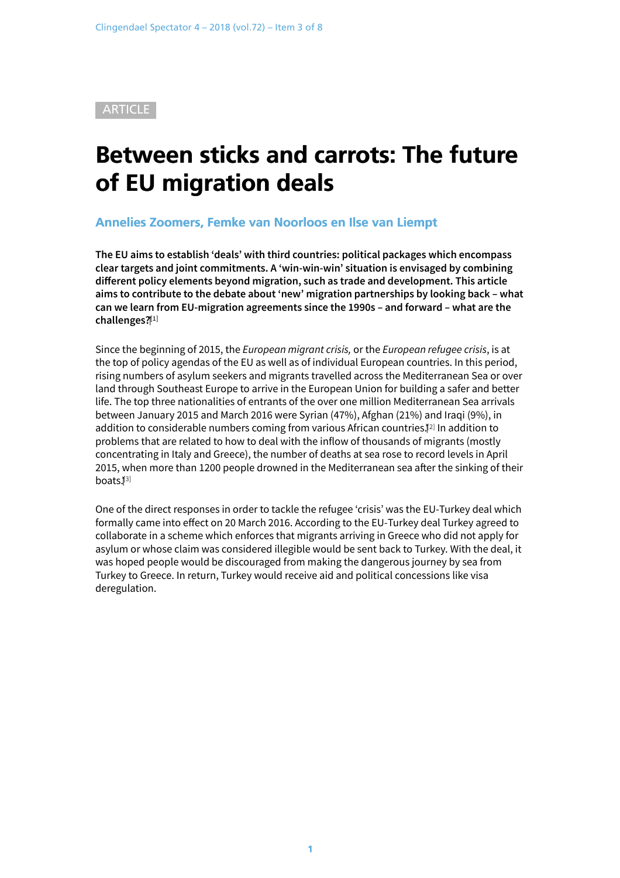ARTICLE

# Between sticks and carrots: The future of EU migration deals

### Annelies Zoomers, Femke van Noorloos en Ilse van Liempt

**The EU aims to establish 'deals' with third countries: political packages which encompass clear targets and joint commitments. A 'win-win-win' situation is envisaged by combining different policy elements beyond migration, such as trade and development. This article aims to contribute to the debate about 'new' migration partnerships by looking back – what can we learn from EU-migration agreements since the 1990s – and forward – what are the challenges?**[1]

Since the beginning of 2015, the *European migrant crisis,* or the *European refugee crisis*, is at the top of policy agendas of the EU as well as of individual European countries. In this period, rising numbers of asylum seekers and migrants travelled across the Mediterranean Sea or over land through Southeast Europe to arrive in the European Union for building a safer and better life. The top three nationalities of entrants of the over one million Mediterranean Sea arrivals between January 2015 and March 2016 were Syrian (47%), Afghan (21%) and Iraqi (9%), in addition to considerable numbers coming from various African countries.[2] In addition to problems that are related to how to deal with the inflow of thousands of migrants (mostly concentrating in Italy and Greece), the number of deaths at sea rose to record levels in April 2015, when more than 1200 people drowned in the Mediterranean sea after the sinking of their boats.[3]

One of the direct responses in order to tackle the refugee 'crisis' was the EU-Turkey deal which formally came into effect on 20 March 2016. According to the EU-Turkey deal Turkey agreed to collaborate in a scheme which enforces that migrants arriving in Greece who did not apply for asylum or whose claim was considered illegible would be sent back to Turkey. With the deal, it was hoped people would be discouraged from making the dangerous journey by sea from Turkey to Greece. In return, Turkey would receive aid and political concessions like visa deregulation.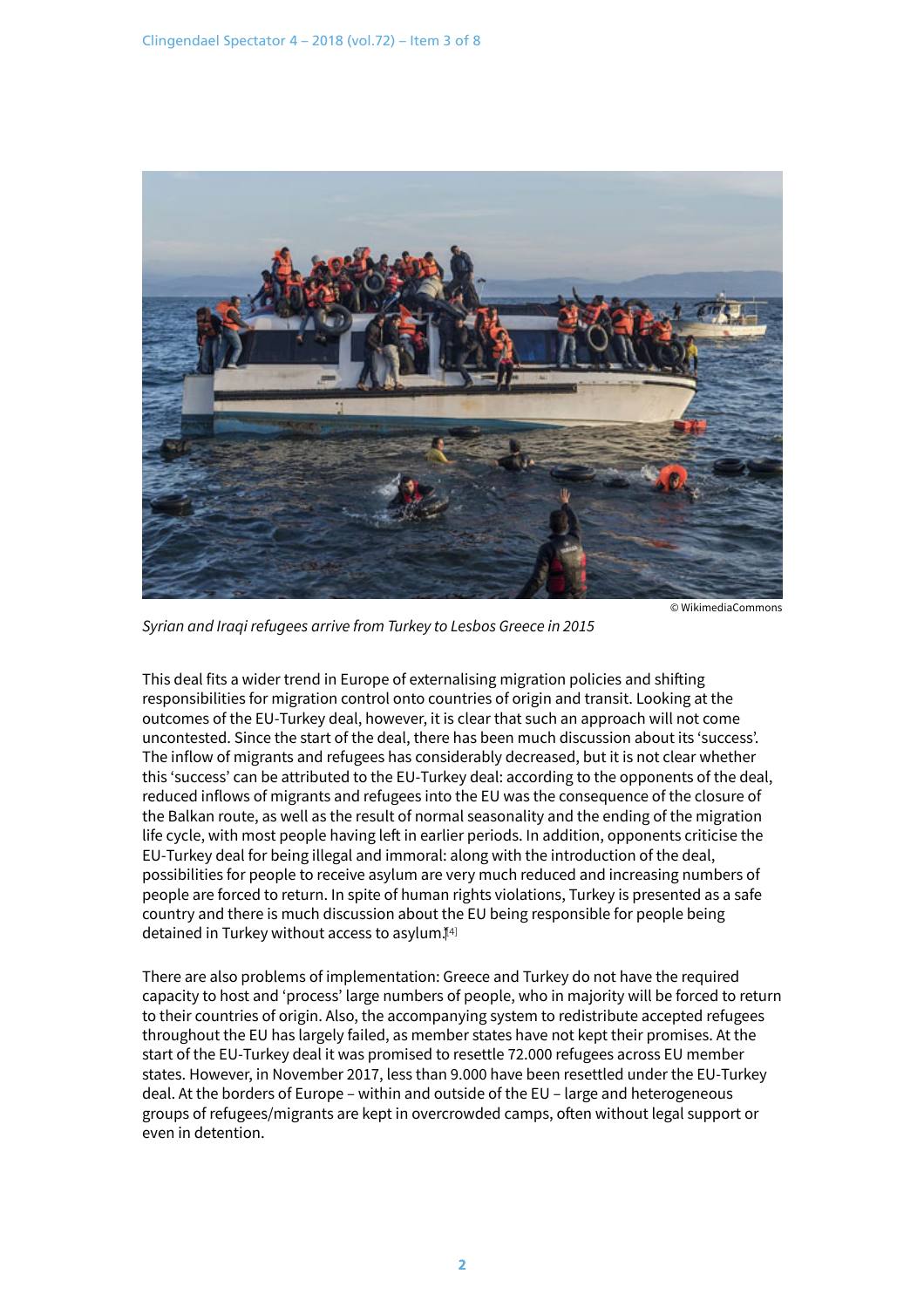© WikimediaCommons

*Syrian and Iraqi refugees arrive from Turkey to Lesbos Greece in 2015*

This deal fits a wider trend in Europe of externalising migration policies and shifting responsibilities for migration control onto countries of origin and transit. Looking at the outcomes of the EU-Turkey deal, however, it is clear that such an approach will not come uncontested. Since the start of the deal, there has been much discussion about its 'success'. The inflow of migrants and refugees has considerably decreased, but it is not clear whether this 'success' can be attributed to the EU-Turkey deal: according to the opponents of the deal, reduced inflows of migrants and refugees into the EU was the consequence of the closure of the Balkan route, as well as the result of normal seasonality and the ending of the migration life cycle, with most people having left in earlier periods. In addition, opponents criticise the EU-Turkey deal for being illegal and immoral: along with the introduction of the deal, possibilities for people to receive asylum are very much reduced and increasing numbers of people are forced to return. In spite of human rights violations, Turkey is presented as a safe country and there is much discussion about the EU being responsible for people being detained in Turkey without access to asylum.[4]

There are also problems of implementation: Greece and Turkey do not have the required capacity to host and 'process' large numbers of people, who in majority will be forced to return to their countries of origin. Also, the accompanying system to redistribute accepted refugees throughout the EU has largely failed, as member states have not kept their promises. At the start of the EU-Turkey deal it was promised to resettle 72.000 refugees across EU member states. However, in November 2017, less than 9.000 have been resettled under the EU-Turkey deal. At the borders of Europe – within and outside of the EU – large and heterogeneous groups of refugees/migrants are kept in overcrowded camps, often without legal support or even in detention.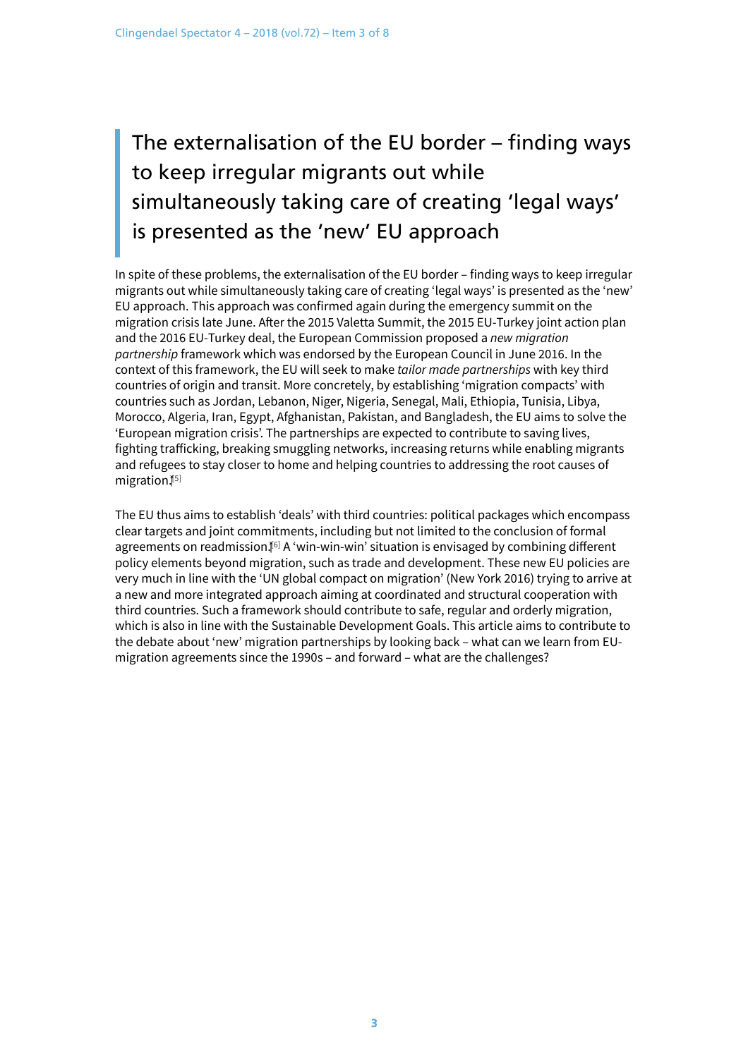> The externalisation of the EU border – finding ways to keep irregular migrants out while simultaneously taking care of creating 'legal ways' is presented as the 'new' EU approach

In spite of these problems, the externalisation of the EU border – finding ways to keep irregular migrants out while simultaneously taking care of creating 'legal ways' is presented as the 'new' EU approach. This approach was confirmed again during the emergency summit on the migration crisis late June. After the 2015 Valetta Summit, the 2015 EU-Turkey joint action plan and the 2016 EU-Turkey deal, the European Commission proposed a *new migration partnership* framework which was endorsed by the European Council in June 2016. In the context of this framework, the EU will seek to make *tailor made partnerships* with key third countries of origin and transit. More concretely, by establishing 'migration compacts' with countries such as Jordan, Lebanon, Niger, Nigeria, Senegal, Mali, Ethiopia, Tunisia, Libya, Morocco, Algeria, Iran, Egypt, Afghanistan, Pakistan, and Bangladesh, the EU aims to solve the 'European migration crisis'. The partnerships are expected to contribute to saving lives, fighting trafficking, breaking smuggling networks, increasing returns while enabling migrants and refugees to stay closer to home and helping countries to addressing the root causes of migration.[5]

The EU thus aims to establish 'deals' with third countries: political packages which encompass clear targets and joint commitments, including but not limited to the conclusion of formal agreements on readmission.[6] A 'win-win-win' situation is envisaged by combining different policy elements beyond migration, such as trade and development. These new EU policies are very much in line with the 'UN global compact on migration' (New York 2016) trying to arrive at a new and more integrated approach aiming at coordinated and structural cooperation with third countries. Such a framework should contribute to safe, regular and orderly migration, which is also in line with the Sustainable Development Goals. This article aims to contribute to the debate about 'new' migration partnerships by looking back – what can we learn from EU-migration agreements since the 1990s – and forward – what are the challenges?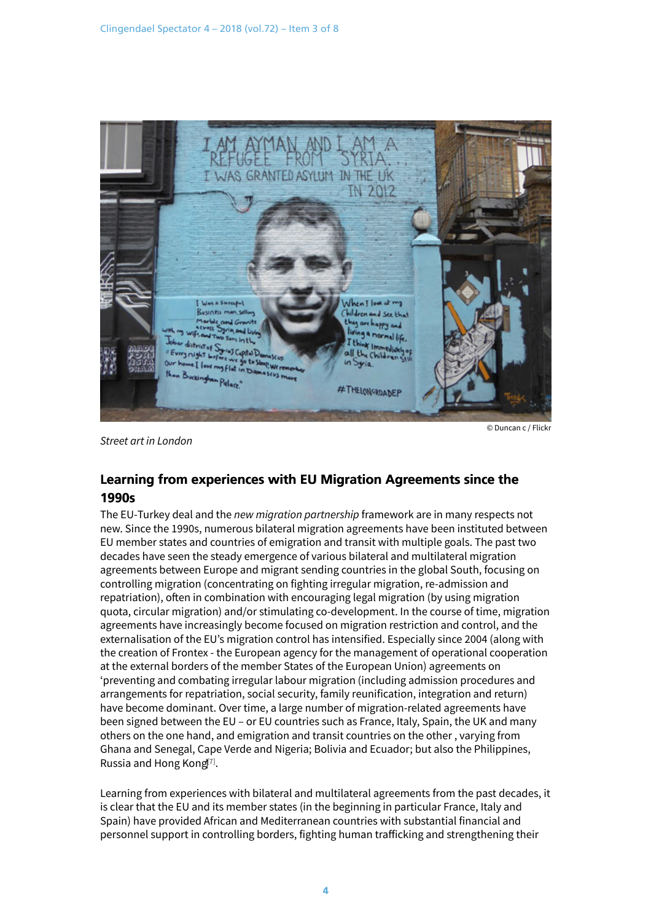© Duncan c / Flickr

*Street art in London*

## Learning from experiences with EU Migration Agreements since the 1990s

The EU-Turkey deal and the *new migration partnership* framework are in many respects not new. Since the 1990s, numerous bilateral migration agreements have been instituted between EU member states and countries of emigration and transit with multiple goals. The past two decades have seen the steady emergence of various bilateral and multilateral migration agreements between Europe and migrant sending countries in the global South, focusing on controlling migration (concentrating on fighting irregular migration, re-admission and repatriation), often in combination with encouraging legal migration (by using migration quota, circular migration) and/or stimulating co-development. In the course of time, migration agreements have increasingly become focused on migration restriction and control, and the externalisation of the EU's migration control has intensified. Especially since 2004 (along with the creation of Frontex - the European agency for the management of operational cooperation at the external borders of the member States of the European Union) agreements on 'preventing and combating irregular labour migration (including admission procedures and arrangements for repatriation, social security, family reunification, integration and return) have become dominant. Over time, a large number of migration-related agreements have been signed between the EU – or EU countries such as France, Italy, Spain, the UK and many others on the one hand, and emigration and transit countries on the other , varying from Ghana and Senegal, Cape Verde and Nigeria; Bolivia and Ecuador; but also the Philippines, Russia and Hong Kong[7].

Learning from experiences with bilateral and multilateral agreements from the past decades, it is clear that the EU and its member states (in the beginning in particular France, Italy and Spain) have provided African and Mediterranean countries with substantial financial and personnel support in controlling borders, fighting human trafficking and strengthening their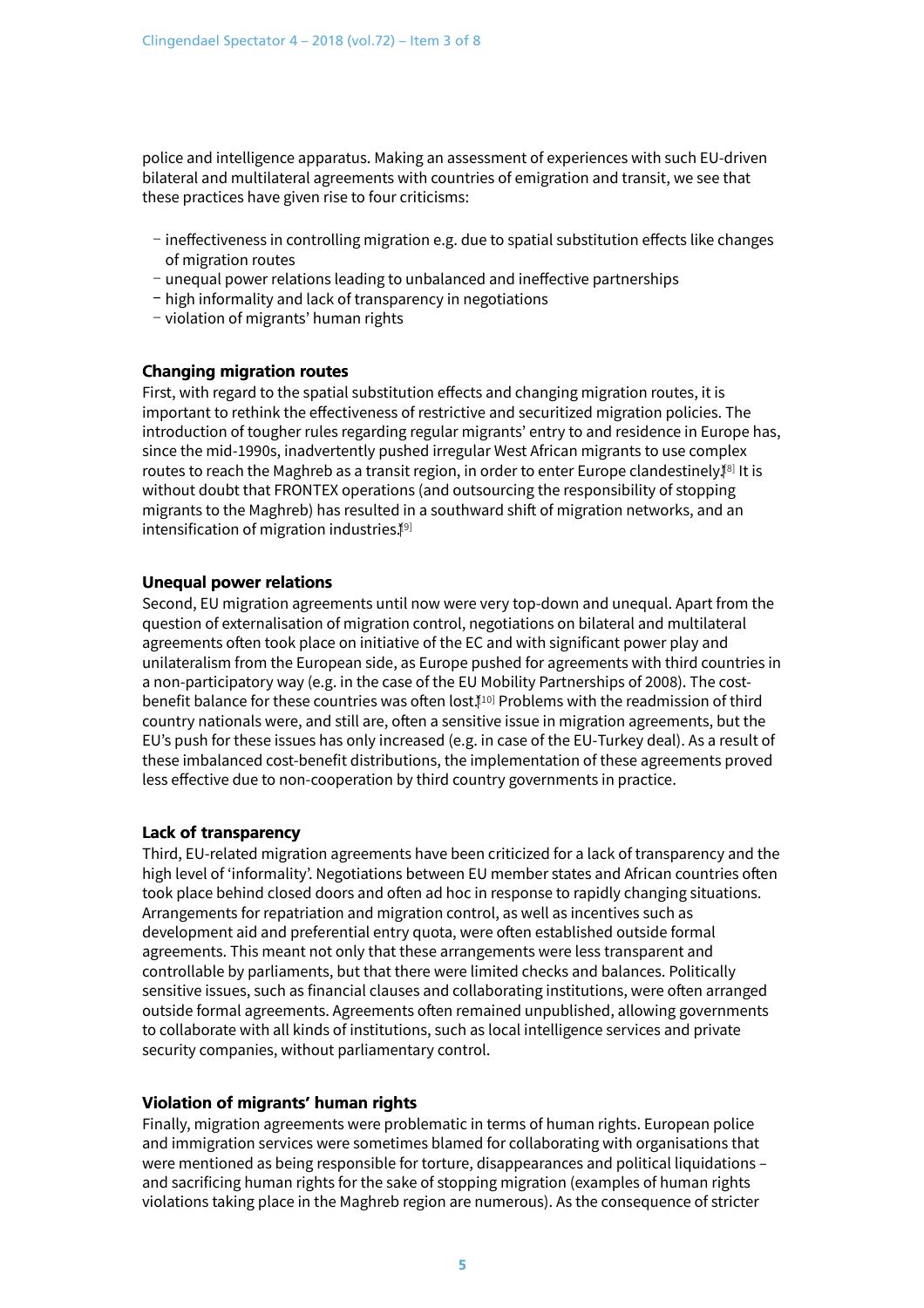police and intelligence apparatus. Making an assessment of experiences with such EU-driven bilateral and multilateral agreements with countries of emigration and transit, we see that these practices have given rise to four criticisms:

- ineffectiveness in controlling migration e.g. due to spatial substitution effects like changes of migration routes
- unequal power relations leading to unbalanced and ineffective partnerships
- high informality and lack of transparency in negotiations
- violation of migrants' human rights

### Changing migration routes

First, with regard to the spatial substitution effects and changing migration routes, it is important to rethink the effectiveness of restrictive and securitized migration policies. The introduction of tougher rules regarding regular migrants' entry to and residence in Europe has, since the mid-1990s, inadvertently pushed irregular West African migrants to use complex routes to reach the Maghreb as a transit region, in order to enter Europe clandestinely.[8] It is without doubt that FRONTEX operations (and outsourcing the responsibility of stopping migrants to the Maghreb) has resulted in a southward shift of migration networks, and an intensification of migration industries.[9]

### Unequal power relations

Second, EU migration agreements until now were very top-down and unequal. Apart from the question of externalisation of migration control, negotiations on bilateral and multilateral agreements often took place on initiative of the EC and with significant power play and unilateralism from the European side, as Europe pushed for agreements with third countries in a non-participatory way (e.g. in the case of the EU Mobility Partnerships of 2008). The cost-benefit balance for these countries was often lost.[10] Problems with the readmission of third country nationals were, and still are, often a sensitive issue in migration agreements, but the EU's push for these issues has only increased (e.g. in case of the EU-Turkey deal). As a result of these imbalanced cost-benefit distributions, the implementation of these agreements proved less effective due to non-cooperation by third country governments in practice.

### Lack of transparency

Third, EU-related migration agreements have been criticized for a lack of transparency and the high level of 'informality'. Negotiations between EU member states and African countries often took place behind closed doors and often ad hoc in response to rapidly changing situations. Arrangements for repatriation and migration control, as well as incentives such as development aid and preferential entry quota, were often established outside formal agreements. This meant not only that these arrangements were less transparent and controllable by parliaments, but that there were limited checks and balances. Politically sensitive issues, such as financial clauses and collaborating institutions, were often arranged outside formal agreements. Agreements often remained unpublished, allowing governments to collaborate with all kinds of institutions, such as local intelligence services and private security companies, without parliamentary control.

### Violation of migrants' human rights

Finally, migration agreements were problematic in terms of human rights. European police and immigration services were sometimes blamed for collaborating with organisations that were mentioned as being responsible for torture, disappearances and political liquidations – and sacrificing human rights for the sake of stopping migration (examples of human rights violations taking place in the Maghreb region are numerous). As the consequence of stricter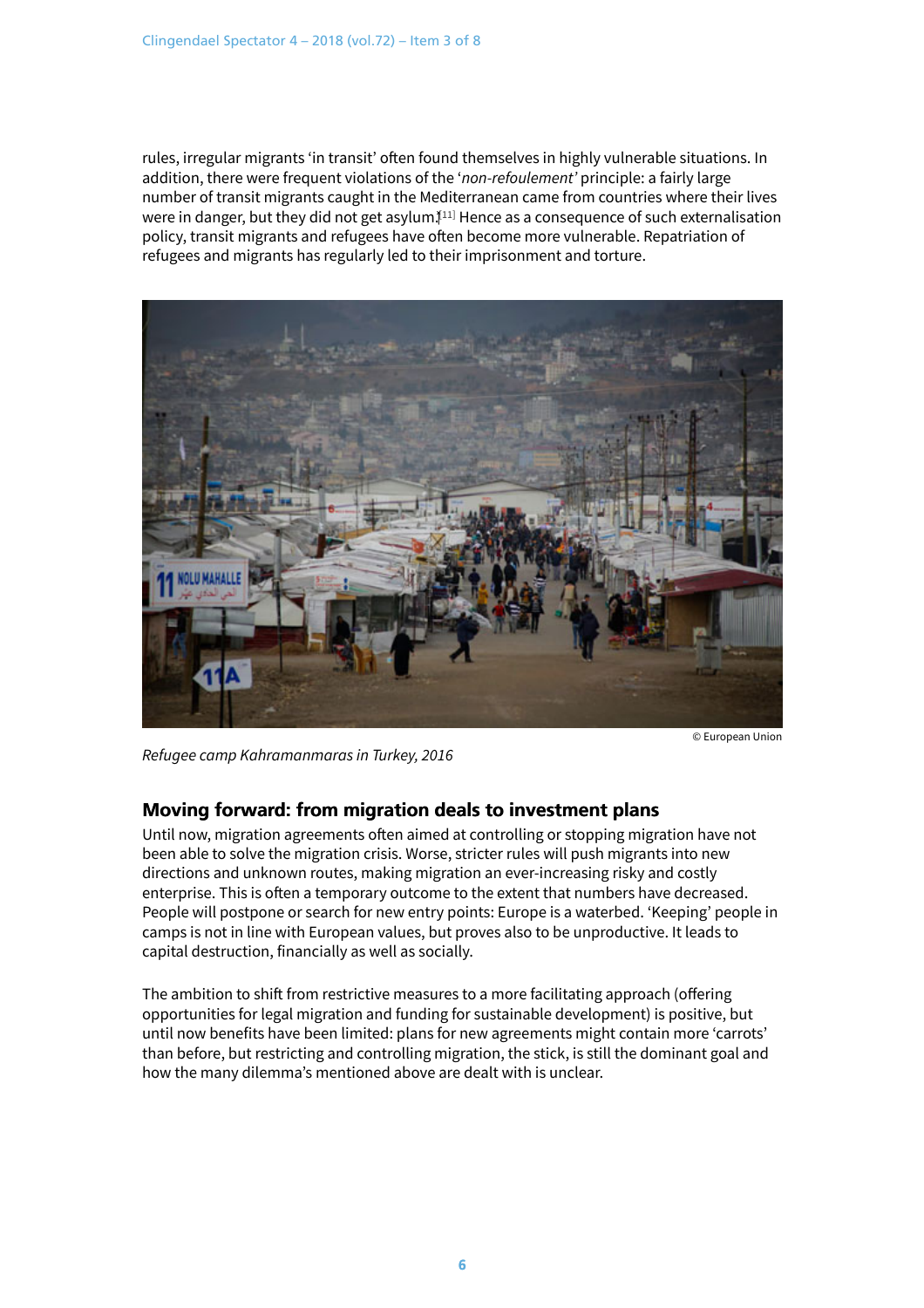rules, irregular migrants 'in transit' often found themselves in highly vulnerable situations. In addition, there were frequent violations of the '*non-refoulement'* principle: a fairly large number of transit migrants caught in the Mediterranean came from countries where their lives were in danger, but they did not get asylum.[11] Hence as a consequence of such externalisation policy, transit migrants and refugees have often become more vulnerable. Repatriation of refugees and migrants has regularly led to their imprisonment and torture.

© European Union

*Refugee camp Kahramanmaras in Turkey, 2016*

## Moving forward: from migration deals to investment plans

Until now, migration agreements often aimed at controlling or stopping migration have not been able to solve the migration crisis. Worse, stricter rules will push migrants into new directions and unknown routes, making migration an ever-increasing risky and costly enterprise. This is often a temporary outcome to the extent that numbers have decreased. People will postpone or search for new entry points: Europe is a waterbed. 'Keeping' people in camps is not in line with European values, but proves also to be unproductive. It leads to capital destruction, financially as well as socially.

The ambition to shift from restrictive measures to a more facilitating approach (offering opportunities for legal migration and funding for sustainable development) is positive, but until now benefits have been limited: plans for new agreements might contain more 'carrots' than before, but restricting and controlling migration, the stick, is still the dominant goal and how the many dilemma's mentioned above are dealt with is unclear.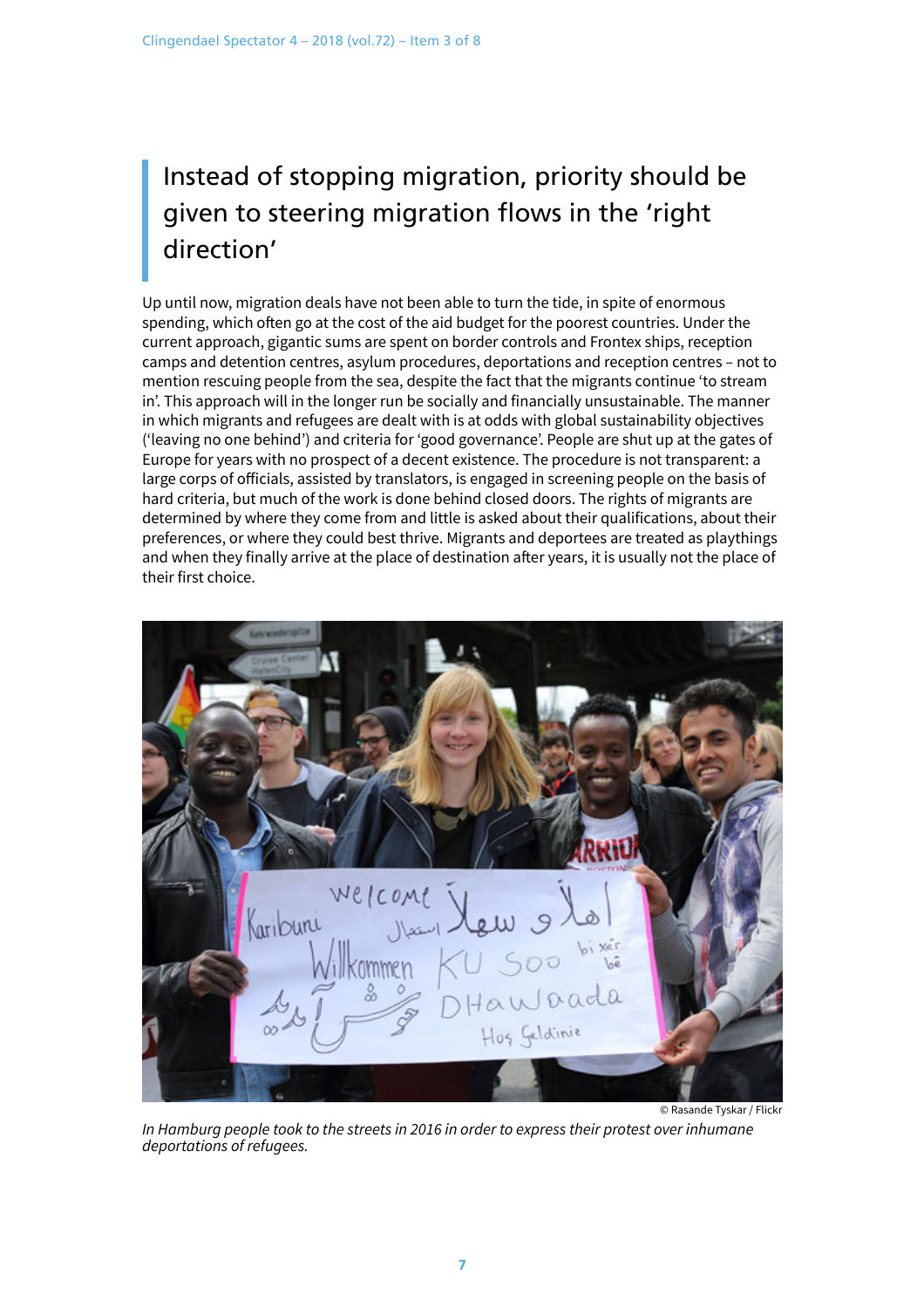## Instead of stopping migration, priority should be given to steering migration flows in the 'right direction'

Up until now, migration deals have not been able to turn the tide, in spite of enormous spending, which often go at the cost of the aid budget for the poorest countries. Under the current approach, gigantic sums are spent on border controls and Frontex ships, reception camps and detention centres, asylum procedures, deportations and reception centres – not to mention rescuing people from the sea, despite the fact that the migrants continue 'to stream in'. This approach will in the longer run be socially and financially unsustainable. The manner in which migrants and refugees are dealt with is at odds with global sustainability objectives ('leaving no one behind') and criteria for 'good governance'. People are shut up at the gates of Europe for years with no prospect of a decent existence. The procedure is not transparent: a large corps of officials, assisted by translators, is engaged in screening people on the basis of hard criteria, but much of the work is done behind closed doors. The rights of migrants are determined by where they come from and little is asked about their qualifications, about their preferences, or where they could best thrive. Migrants and deportees are treated as playthings and when they finally arrive at the place of destination after years, it is usually not the place of their first choice.

© Rasande Tyskar / Flickr

*In Hamburg people took to the streets in 2016 in order to express their protest over inhumane deportations of refugees.*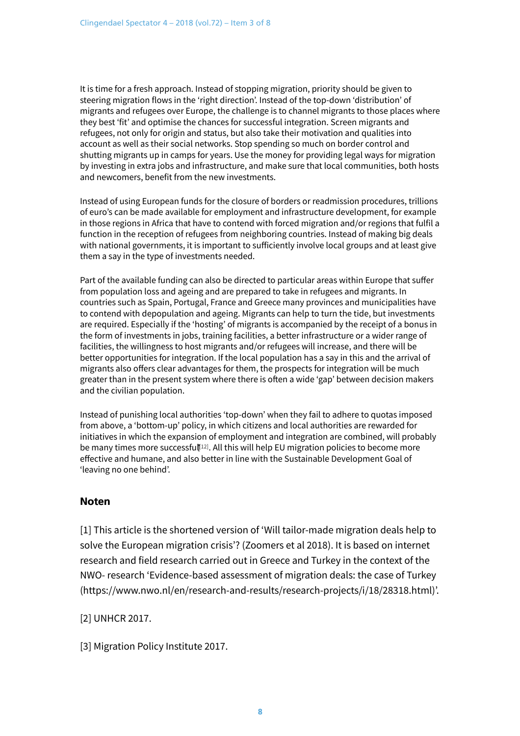It is time for a fresh approach. Instead of stopping migration, priority should be given to steering migration flows in the 'right direction'. Instead of the top-down 'distribution' of migrants and refugees over Europe, the challenge is to channel migrants to those places where they best 'fit' and optimise the chances for successful integration. Screen migrants and refugees, not only for origin and status, but also take their motivation and qualities into account as well as their social networks. Stop spending so much on border control and shutting migrants up in camps for years. Use the money for providing legal ways for migration by investing in extra jobs and infrastructure, and make sure that local communities, both hosts and newcomers, benefit from the new investments.

Instead of using European funds for the closure of borders or readmission procedures, trillions of euro's can be made available for employment and infrastructure development, for example in those regions in Africa that have to contend with forced migration and/or regions that fulfil a function in the reception of refugees from neighboring countries. Instead of making big deals with national governments, it is important to sufficiently involve local groups and at least give them a say in the type of investments needed.

Part of the available funding can also be directed to particular areas within Europe that suffer from population loss and ageing and are prepared to take in refugees and migrants. In countries such as Spain, Portugal, France and Greece many provinces and municipalities have to contend with depopulation and ageing. Migrants can help to turn the tide, but investments are required. Especially if the 'hosting' of migrants is accompanied by the receipt of a bonus in the form of investments in jobs, training facilities, a better infrastructure or a wider range of facilities, the willingness to host migrants and/or refugees will increase, and there will be better opportunities for integration. If the local population has a say in this and the arrival of migrants also offers clear advantages for them, the prospects for integration will be much greater than in the present system where there is often a wide 'gap' between decision makers and the civilian population.

Instead of punishing local authorities 'top-down' when they fail to adhere to quotas imposed from above, a 'bottom-up' policy, in which citizens and local authorities are rewarded for initiatives in which the expansion of employment and integration are combined, will probably be many times more successful[12]. All this will help EU migration policies to become more effective and humane, and also better in line with the Sustainable Development Goal of 'leaving no one behind'.

## Noten

[1] This article is the shortened version of 'Will tailor-made migration deals help to solve the European migration crisis'? (Zoomers et al 2018). It is based on internet research and field research carried out in Greece and Turkey in the context of the NWO- research 'Evidence-based assessment of migration deals: the case of Turkey (https://www.nwo.nl/en/research-and-results/research-projects/i/18/28318.html)'.

[2] UNHCR 2017.

[3] Migration Policy Institute 2017.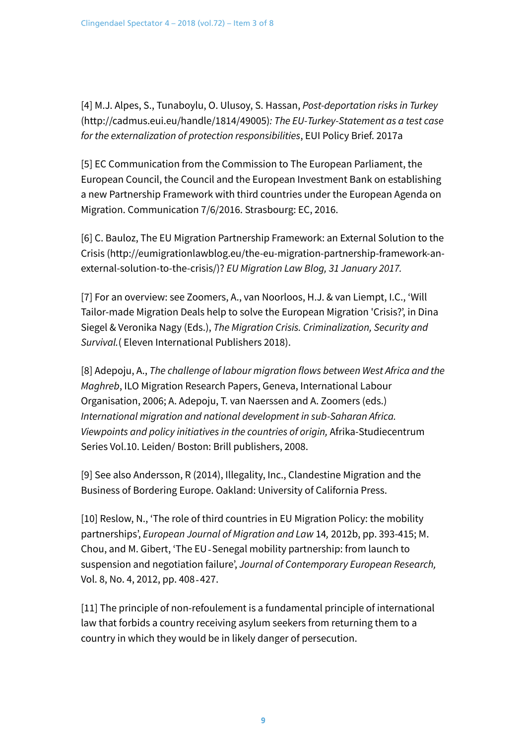[4] M.J. Alpes, S., Tunaboylu, O. Ulusoy, S. Hassan, *Post-deportation risks in Turkey* (http://cadmus.eui.eu/handle/1814/49005)*: The EU-Turkey-Statement as a test case for the externalization of protection responsibilities*, EUI Policy Brief. 2017a

[5] EC Communication from the Commission to The European Parliament, the European Council, the Council and the European Investment Bank on establishing a new Partnership Framework with third countries under the European Agenda on Migration. Communication 7/6/2016. Strasbourg: EC, 2016.

[6] C. Bauloz, The EU Migration Partnership Framework: an External Solution to the Crisis (http://eumigrationlawblog.eu/the-eu-migration-partnership-framework-an-external-solution-to-the-crisis/)? *EU Migration Law Blog, 31 January 2017.*

[7] For an overview: see Zoomers, A., van Noorloos, H.J. & van Liempt, I.C., 'Will Tailor-made Migration Deals help to solve the European Migration 'Crisis?', in Dina Siegel & Veronika Nagy (Eds.), *The Migration Crisis. Criminalization, Security and Survival.*( Eleven International Publishers 2018).

[8] Adepoju, A., *The challenge of labour migration flows between West Africa and the Maghreb*, ILO Migration Research Papers, Geneva, International Labour Organisation, 2006; A. Adepoju, T. van Naerssen and A. Zoomers (eds.) *International migration and national development in sub-Saharan Africa. Viewpoints and policy initiatives in the countries of origin,* Afrika-Studiecentrum Series Vol.10. Leiden/ Boston: Brill publishers, 2008.

[9] See also Andersson, R (2014), Illegality, Inc., Clandestine Migration and the Business of Bordering Europe. Oakland: University of California Press.

[10] Reslow, N., 'The role of third countries in EU Migration Policy: the mobility partnerships', *European Journal of Migration and Law* 14*,* 2012b, pp. 393-415; M. Chou, and M. Gibert, 'The EU-Senegal mobility partnership: from launch to suspension and negotiation failure', *Journal of Contemporary European Research,* Vol. 8, No. 4, 2012, pp. 408-427.

[11] The principle of non-refoulement is a fundamental principle of international law that forbids a country receiving asylum seekers from returning them to a country in which they would be in likely danger of persecution.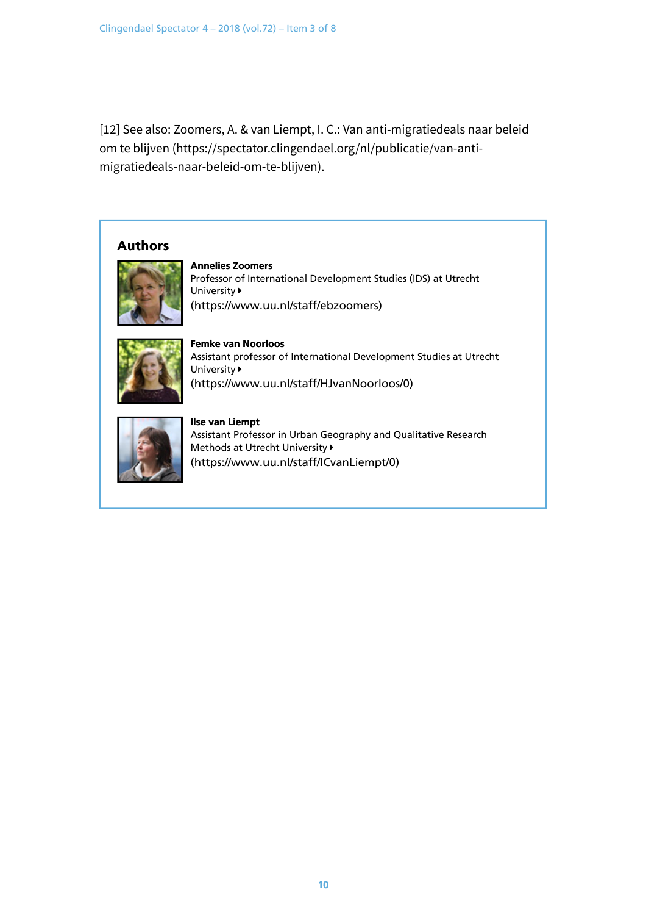[12] See also: Zoomers, A. & van Liempt, I. C.: Van anti-migratiedeals naar beleid om te blijven (https://spectator.clingendael.org/nl/publicatie/van-anti-migratiedeals-naar-beleid-om-te-blijven).

---

## Authors

**Annelies Zoomers**
Professor of International Development Studies (IDS) at Utrecht University ▸
(https://www.uu.nl/staff/ebzoomers)

**Femke van Noorloos**
Assistant professor of International Development Studies at Utrecht University ▸
(https://www.uu.nl/staff/HJvanNoorloos/0)

**Ilse van Liempt**
Assistant Professor in Urban Geography and Qualitative Research Methods at Utrecht University ▸
(https://www.uu.nl/staff/ICvanLiempt/0)